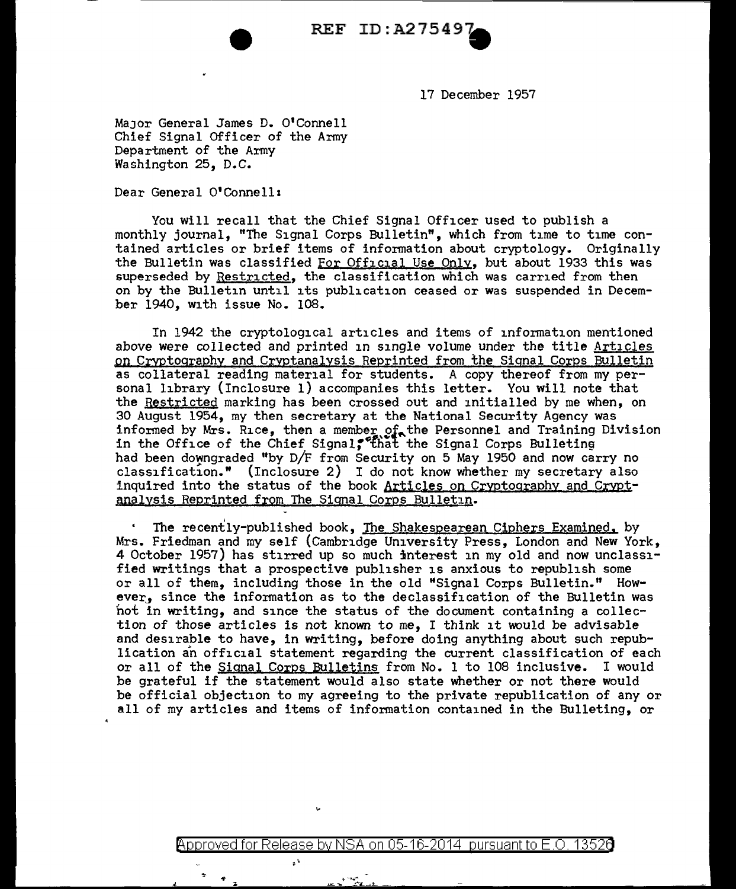REF ID:A275497

17 December 1957

Major General James D. O'Connell
Chief Signal Officer of the Army
Department of the Army
Washington 25, D.C.

Dear General O'Connell:

You will recall that the Chief Signal Officer used to publish a monthly journal, "The Signal Corps Bulletin", which from time to time contained articles or brief items of information about cryptology. Originally the Bulletin was classified For Official Use Only, but about 1933 this was superseded by Restricted, the classification which was carried from then on by the Bulletin until its publication ceased or was suspended in December 1940, with issue No. 108.

In 1942 the cryptological articles and items of information mentioned above were collected and printed in single volume under the title Articles on Cryptography and Cryptanalysis Reprinted from the Signal Corps Bulletin as collateral reading material for students. A copy thereof from my personal library (Inclosure 1) accompanies this letter. You will note that the Restricted marking has been crossed out and initialled by me when, on 30 August 1954, my then secretary at the National Security Agency was informed by Mrs. Rice, then a member of the Personnel and Training Division in the Office of the Chief Signal, that the Signal Corps Bulleting had been downgraded "by D/F from Security on 5 May 1950 and now carry no classification." (Inclosure 2) I do not know whether my secretary also inquired into the status of the book Articles on Cryptography and Cryptanalysis Reprinted from The Signal Corps Bulletin.

The recently-published book, The Shakespearean Ciphers Examined, by Mrs. Friedman and my self (Cambridge University Press, London and New York, 4 October 1957) has stirred up so much interest in my old and now unclassified writings that a prospective publisher is anxious to republish some or all of them, including those in the old "Signal Corps Bulletin." However, since the information as to the declassification of the Bulletin was not in writing, and since the status of the document containing a collection of those articles is not known to me, I think it would be advisable and desirable to have, in writing, before doing anything about such republication an official statement regarding the current classification of each or all of the Signal Corps Bulletins from No. 1 to 108 inclusive. I would be grateful if the statement would also state whether or not there would be official objection to my agreeing to the private republication of any or all of my articles and items of information contained in the Bulleting, or

Approved for Release by NSA on 05-16-2014 pursuant to E.O. 13526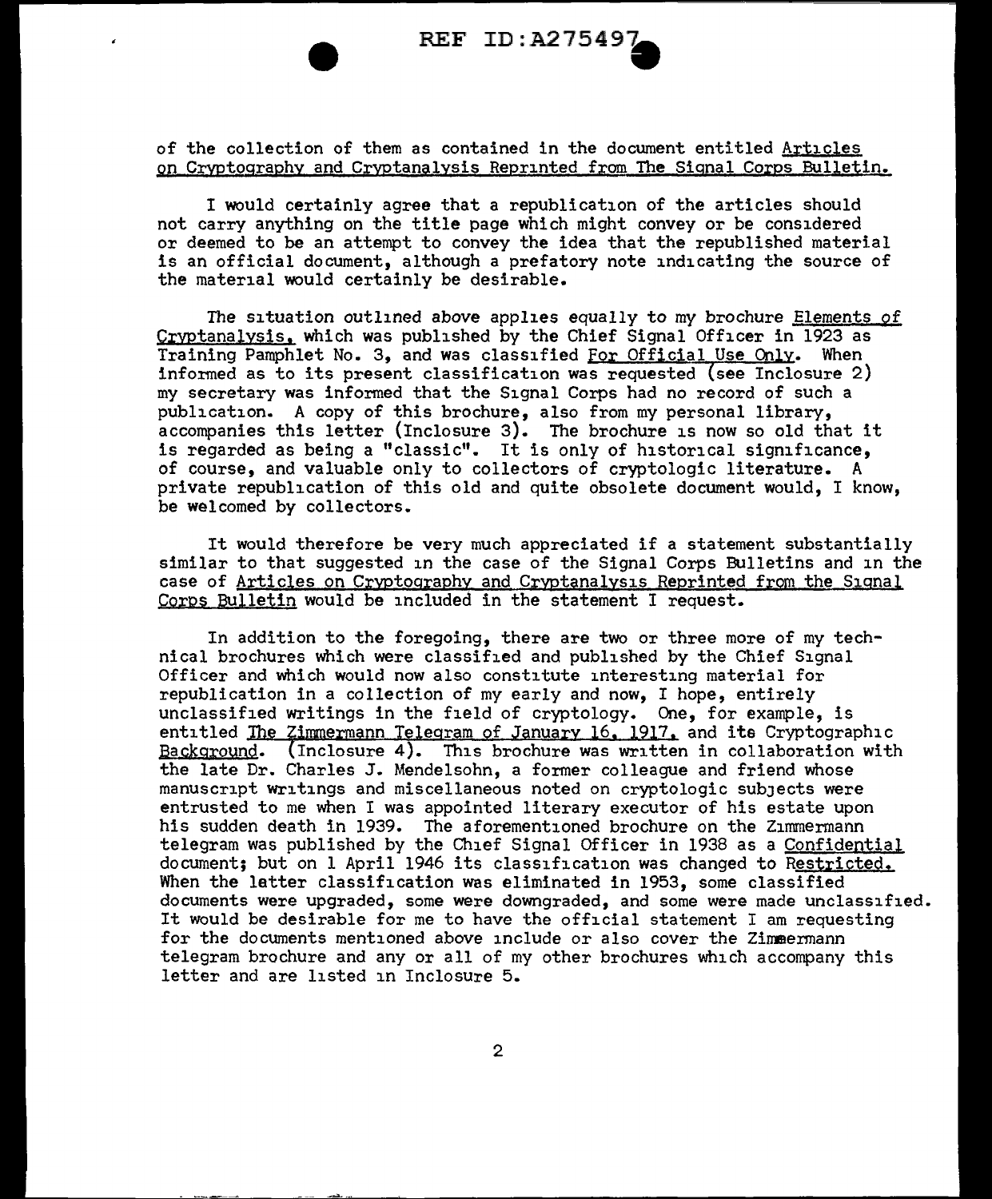of the collection of them as contained in the document entitled Articles on Cryptography and Cryptanalysis Reprinted from The Signal Corps Bulletin.

I would certainly agree that a republication of the articles should not carry anything on the title page which might convey or be considered or deemed to be an attempt to convey the idea that the republished material is an official document, although a prefatory note indicating the source of the material would certainly be desirable.

The situation outlined above applies equally to my brochure Elements of Cryptanalysis, which was published by the Chief Signal Officer in 1923 as Training Pamphlet No. 3, and was classified For Official Use Only. When informed as to its present classification was requested (see Inclosure 2) my secretary was informed that the Signal Corps had no record of such a publication. A copy of this brochure, also from my personal library, accompanies this letter (Inclosure 3). The brochure is now so old that it is regarded as being a "classic". It is only of historical significance, of course, and valuable only to collectors of cryptologic literature. A private republication of this old and quite obsolete document would, I know, be welcomed by collectors.

It would therefore be very much appreciated if a statement substantially similar to that suggested in the case of the Signal Corps Bulletins and in the case of Articles on Cryptography and Cryptanalysis Reprinted from the Signal Corps Bulletin would be included in the statement I request.

In addition to the foregoing, there are two or three more of my technical brochures which were classified and published by the Chief Signal Officer and which would now also constitute interesting material for republication in a collection of my early and now, I hope, entirely unclassified writings in the field of cryptology. One, for example, is entitled The Zimmermann Telegram of January 16, 1917, and its Cryptographic Background. (Inclosure 4). This brochure was written in collaboration with the late Dr. Charles J. Mendelsohn, a former colleague and friend whose manuscript writings and miscellaneous noted on cryptologic subjects were entrusted to me when I was appointed literary executor of his estate upon his sudden death in 1939. The aforementioned brochure on the Zimmermann telegram was published by the Chief Signal Officer in 1938 as a Confidential document; but on 1 April 1946 its classification was changed to Restricted. When the latter classification was eliminated in 1953, some classified documents were upgraded, some were downgraded, and some were made unclassified. It would be desirable for me to have the official statement I am requesting for the documents mentioned above include or also cover the Zimmermann telegram brochure and any or all of my other brochures which accompany this letter and are listed in Inclosure 5.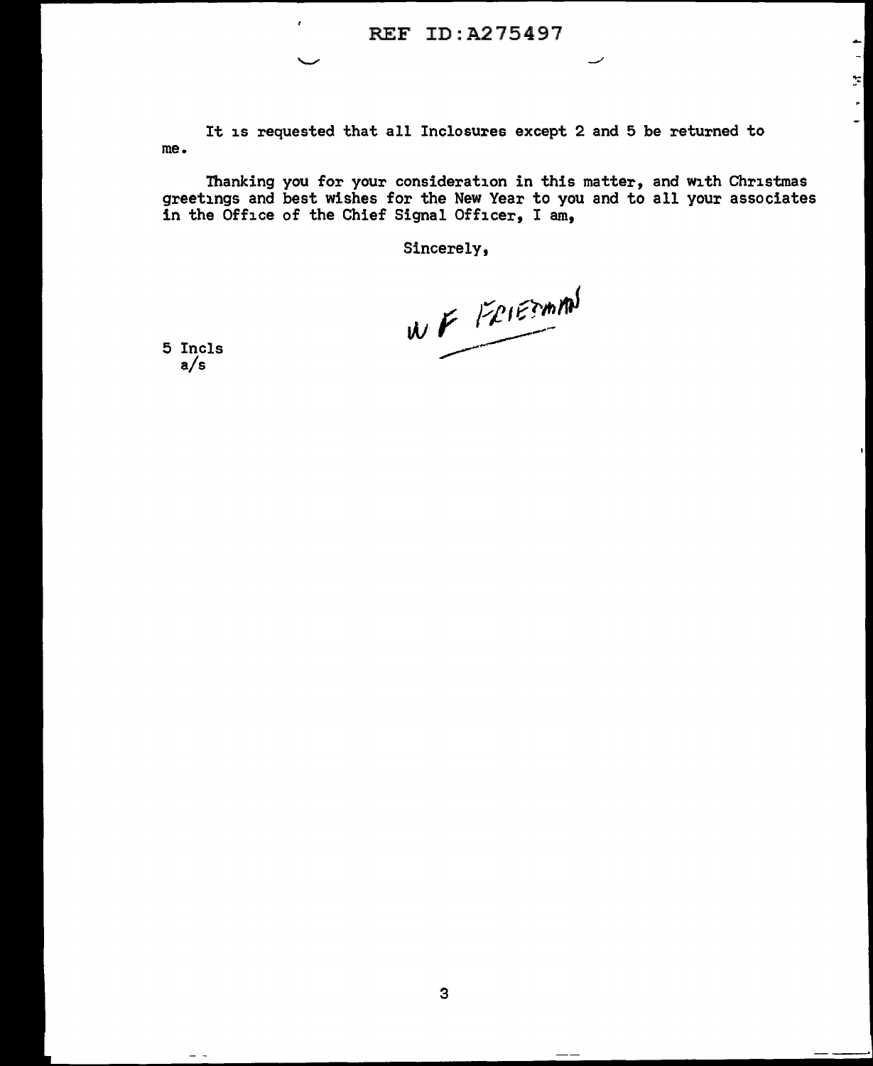REF ID:A275497

It is requested that all Inclosures except 2 and 5 be returned to me.

Thanking you for your consideration in this matter, and with Christmas greetings and best wishes for the New Year to you and to all your associates in the Office of the Chief Signal Officer, I am,

Sincerely,

W F FRIEDMAN

5 Incls
a/s